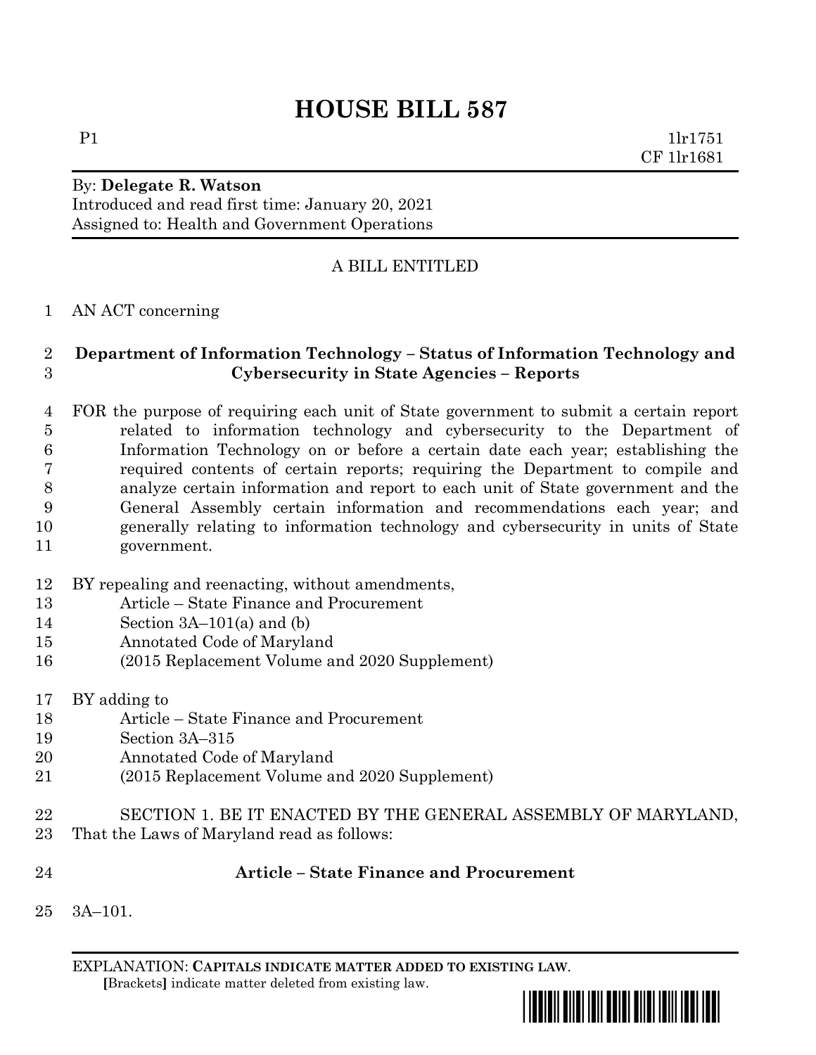# HOUSE BILL 587

P1 1lr1751
CF 1lr1681

By: **Delegate R. Watson**
Introduced and read first time: January 20, 2021
Assigned to: Health and Government Operations

A BILL ENTITLED

AN ACT concerning

**Department of Information Technology – Status of Information Technology and Cybersecurity in State Agencies – Reports**

FOR the purpose of requiring each unit of State government to submit a certain report related to information technology and cybersecurity to the Department of Information Technology on or before a certain date each year; establishing the required contents of certain reports; requiring the Department to compile and analyze certain information and report to each unit of State government and the General Assembly certain information and recommendations each year; and generally relating to information technology and cybersecurity in units of State government.

BY repealing and reenacting, without amendments,
Article – State Finance and Procurement
Section 3A–101(a) and (b)
Annotated Code of Maryland
(2015 Replacement Volume and 2020 Supplement)

BY adding to
Article – State Finance and Procurement
Section 3A–315
Annotated Code of Maryland
(2015 Replacement Volume and 2020 Supplement)

SECTION 1. BE IT ENACTED BY THE GENERAL ASSEMBLY OF MARYLAND, That the Laws of Maryland read as follows:

**Article – State Finance and Procurement**

3A–101.

EXPLANATION: **CAPITALS INDICATE MATTER ADDED TO EXISTING LAW.**
**[**Brackets**]** indicate matter deleted from existing law.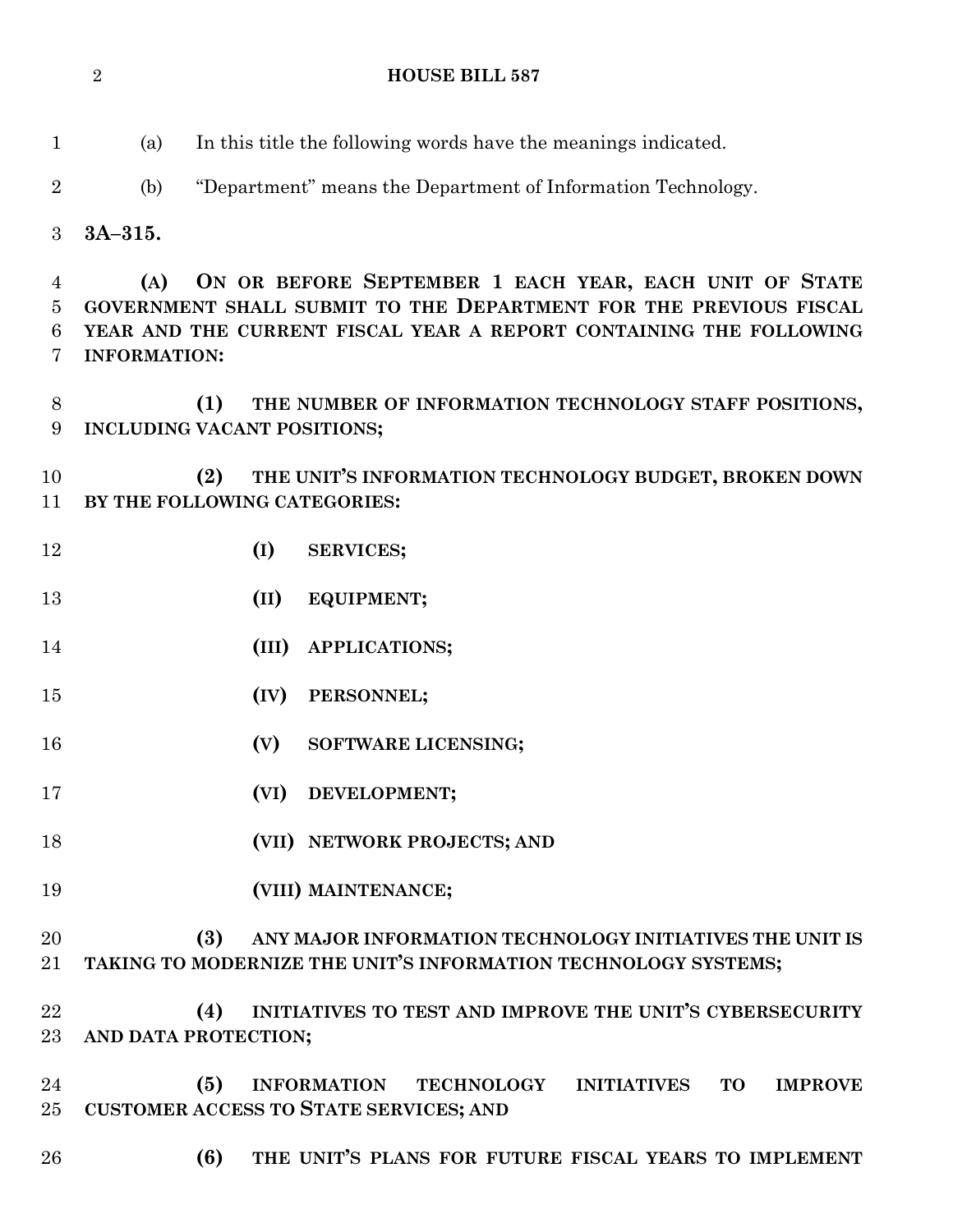(a) In this title the following words have the meanings indicated.

(b) "Department" means the Department of Information Technology.

**3A–315.**

**(A) ON OR BEFORE SEPTEMBER 1 EACH YEAR, EACH UNIT OF STATE GOVERNMENT SHALL SUBMIT TO THE DEPARTMENT FOR THE PREVIOUS FISCAL YEAR AND THE CURRENT FISCAL YEAR A REPORT CONTAINING THE FOLLOWING INFORMATION:**

**(1) THE NUMBER OF INFORMATION TECHNOLOGY STAFF POSITIONS, INCLUDING VACANT POSITIONS;**

**(2) THE UNIT'S INFORMATION TECHNOLOGY BUDGET, BROKEN DOWN BY THE FOLLOWING CATEGORIES:**

**(I) SERVICES;**

**(II) EQUIPMENT;**

**(III) APPLICATIONS;**

**(IV) PERSONNEL;**

**(V) SOFTWARE LICENSING;**

**(VI) DEVELOPMENT;**

**(VII) NETWORK PROJECTS; AND**

**(VIII) MAINTENANCE;**

**(3) ANY MAJOR INFORMATION TECHNOLOGY INITIATIVES THE UNIT IS TAKING TO MODERNIZE THE UNIT'S INFORMATION TECHNOLOGY SYSTEMS;**

**(4) INITIATIVES TO TEST AND IMPROVE THE UNIT'S CYBERSECURITY AND DATA PROTECTION;**

**(5) INFORMATION TECHNOLOGY INITIATIVES TO IMPROVE CUSTOMER ACCESS TO STATE SERVICES; AND**

**(6) THE UNIT'S PLANS FOR FUTURE FISCAL YEARS TO IMPLEMENT**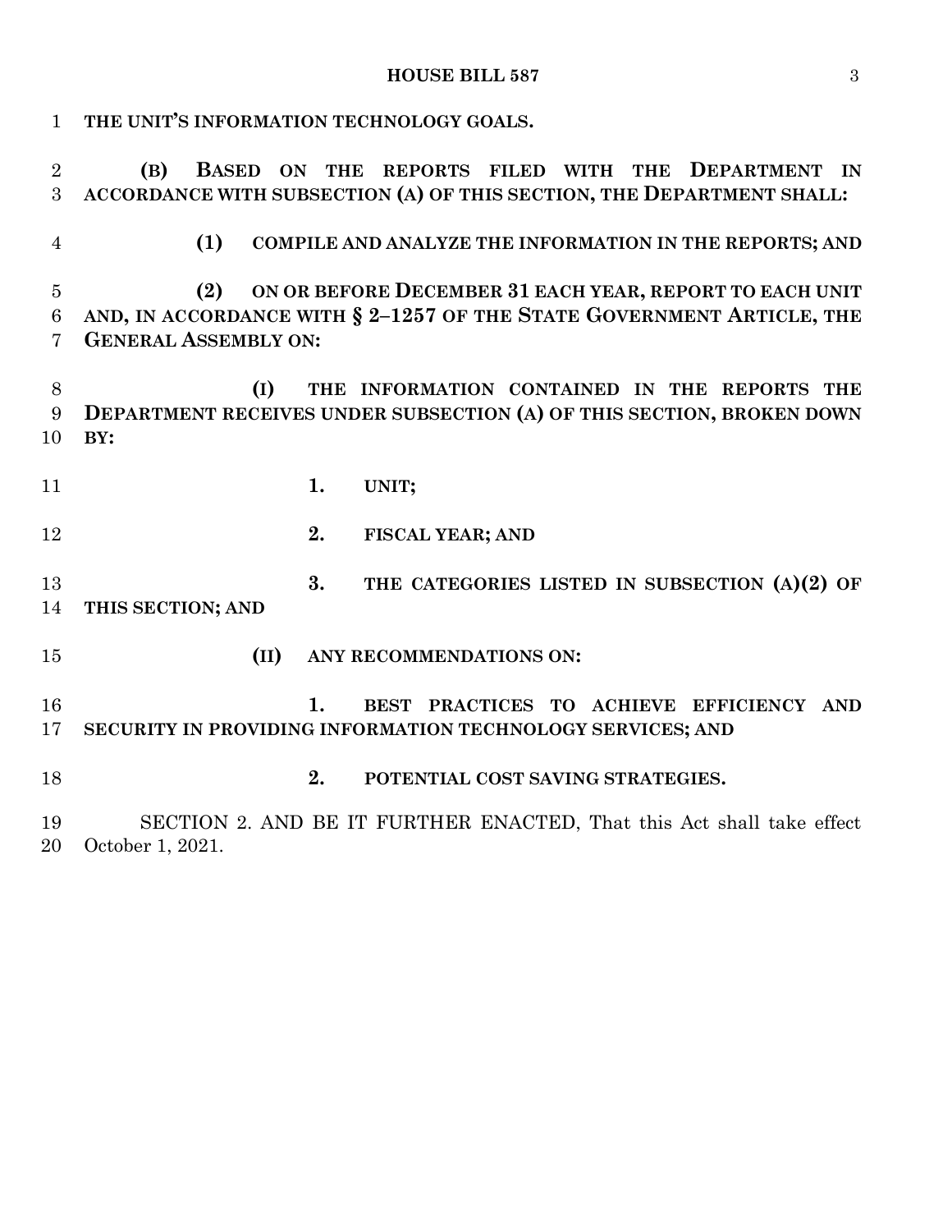**THE UNIT'S INFORMATION TECHNOLOGY GOALS.**

**(B) BASED ON THE REPORTS FILED WITH THE DEPARTMENT IN ACCORDANCE WITH SUBSECTION (A) OF THIS SECTION, THE DEPARTMENT SHALL:**

**(1) COMPILE AND ANALYZE THE INFORMATION IN THE REPORTS; AND**

**(2) ON OR BEFORE DECEMBER 31 EACH YEAR, REPORT TO EACH UNIT AND, IN ACCORDANCE WITH § 2–1257 OF THE STATE GOVERNMENT ARTICLE, THE GENERAL ASSEMBLY ON:**

**(I) THE INFORMATION CONTAINED IN THE REPORTS THE DEPARTMENT RECEIVES UNDER SUBSECTION (A) OF THIS SECTION, BROKEN DOWN BY:**

**1. UNIT;**

**2. FISCAL YEAR; AND**

**3. THE CATEGORIES LISTED IN SUBSECTION (A)(2) OF THIS SECTION; AND**

**(II) ANY RECOMMENDATIONS ON:**

**1. BEST PRACTICES TO ACHIEVE EFFICIENCY AND SECURITY IN PROVIDING INFORMATION TECHNOLOGY SERVICES; AND**

**2. POTENTIAL COST SAVING STRATEGIES.**

SECTION 2. AND BE IT FURTHER ENACTED, That this Act shall take effect October 1, 2021.